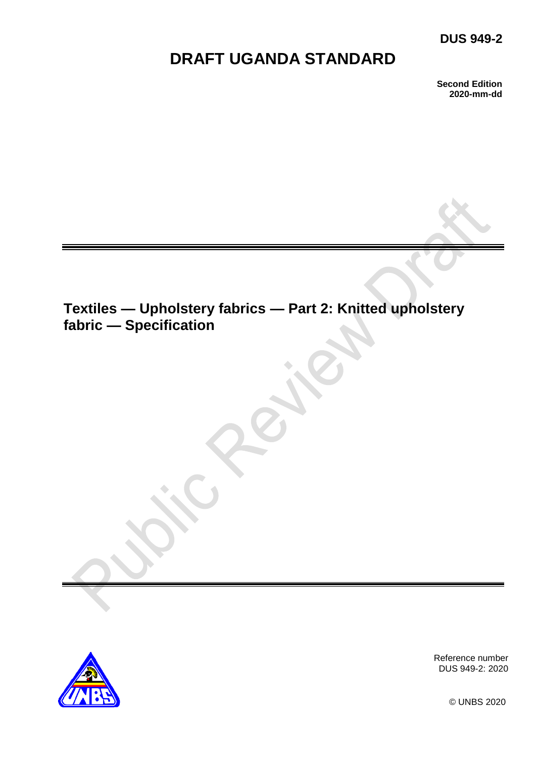**DUS 949-2**

# DRAFT UGANDA STANDARD

**Second Edition**
**2020-mm-dd**

## Textiles — Upholstery fabrics — Part 2: Knitted upholstery fabric — Specification

Reference number
DUS 949-2: 2020

© UNBS 2020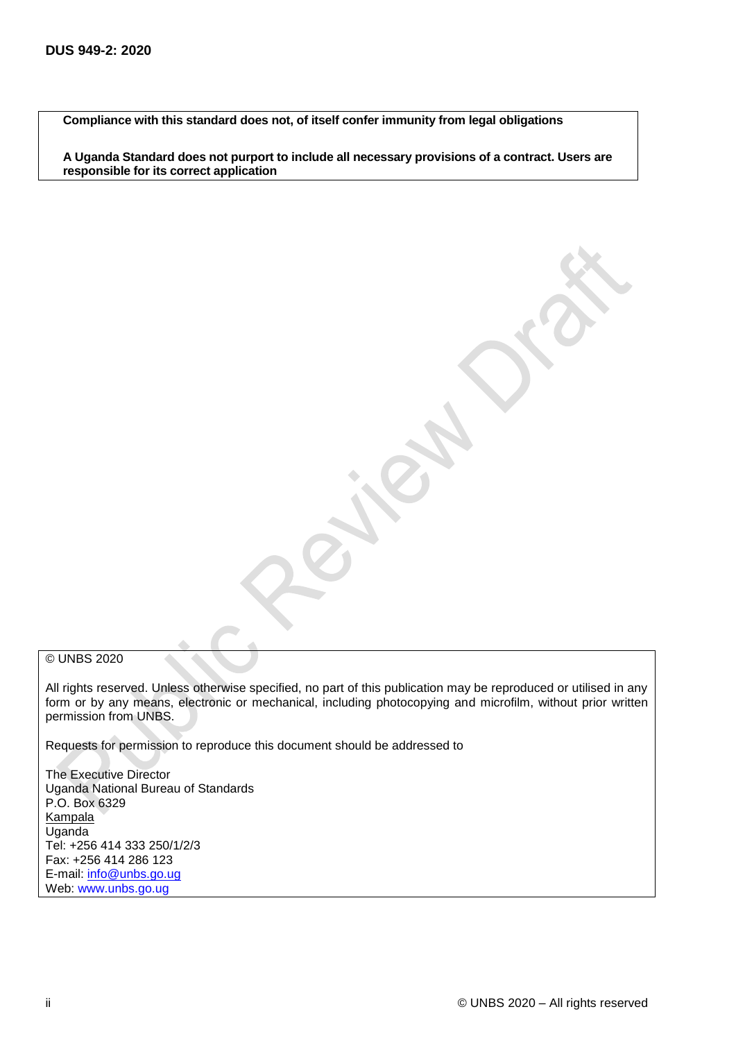**Compliance with this standard does not, of itself confer immunity from legal obligations**

**A Uganda Standard does not purport to include all necessary provisions of a contract. Users are responsible for its correct application**

© UNBS 2020

All rights reserved. Unless otherwise specified, no part of this publication may be reproduced or utilised in any form or by any means, electronic or mechanical, including photocopying and microfilm, without prior written permission from UNBS.

Requests for permission to reproduce this document should be addressed to

The Executive Director
Uganda National Bureau of Standards
P.O. Box 6329
Kampala
Uganda
Tel: +256 414 333 250/1/2/3
Fax: +256 414 286 123
E-mail: info@unbs.go.ug
Web: www.unbs.go.ug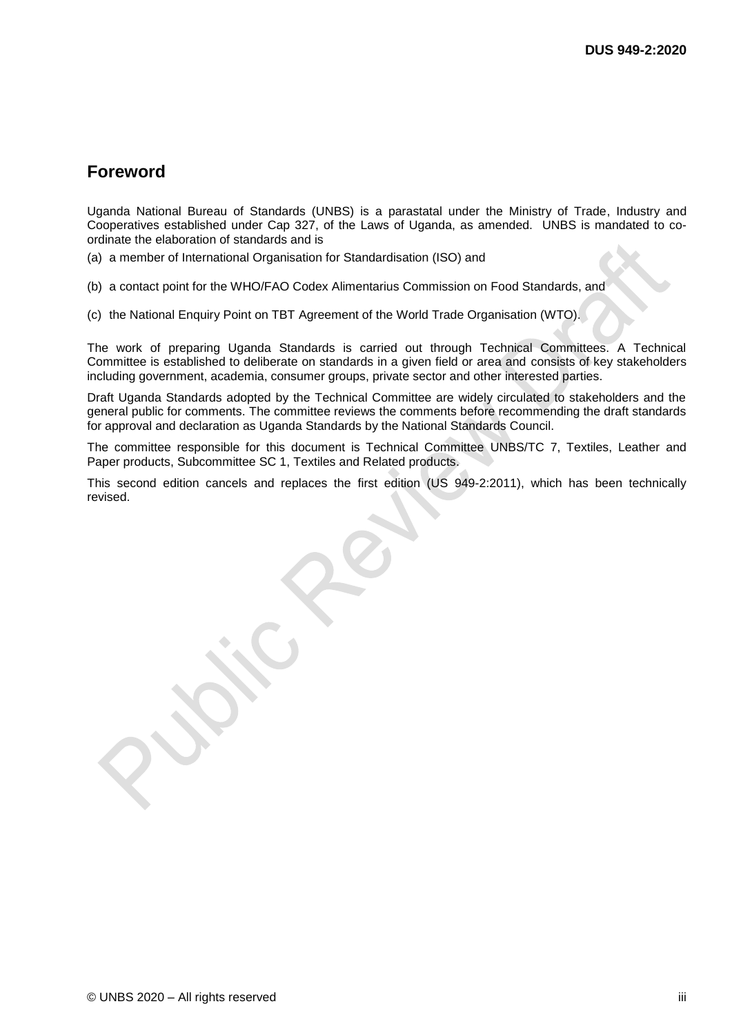## Foreword

Uganda National Bureau of Standards (UNBS) is a parastatal under the Ministry of Trade, Industry and Cooperatives established under Cap 327, of the Laws of Uganda, as amended. UNBS is mandated to co-ordinate the elaboration of standards and is

(a) a member of International Organisation for Standardisation (ISO) and

(b) a contact point for the WHO/FAO Codex Alimentarius Commission on Food Standards, and

(c) the National Enquiry Point on TBT Agreement of the World Trade Organisation (WTO).

The work of preparing Uganda Standards is carried out through Technical Committees. A Technical Committee is established to deliberate on standards in a given field or area and consists of key stakeholders including government, academia, consumer groups, private sector and other interested parties.

Draft Uganda Standards adopted by the Technical Committee are widely circulated to stakeholders and the general public for comments. The committee reviews the comments before recommending the draft standards for approval and declaration as Uganda Standards by the National Standards Council.

The committee responsible for this document is Technical Committee UNBS/TC 7, Textiles, Leather and Paper products, Subcommittee SC 1, Textiles and Related products.

This second edition cancels and replaces the first edition (US 949-2:2011), which has been technically revised.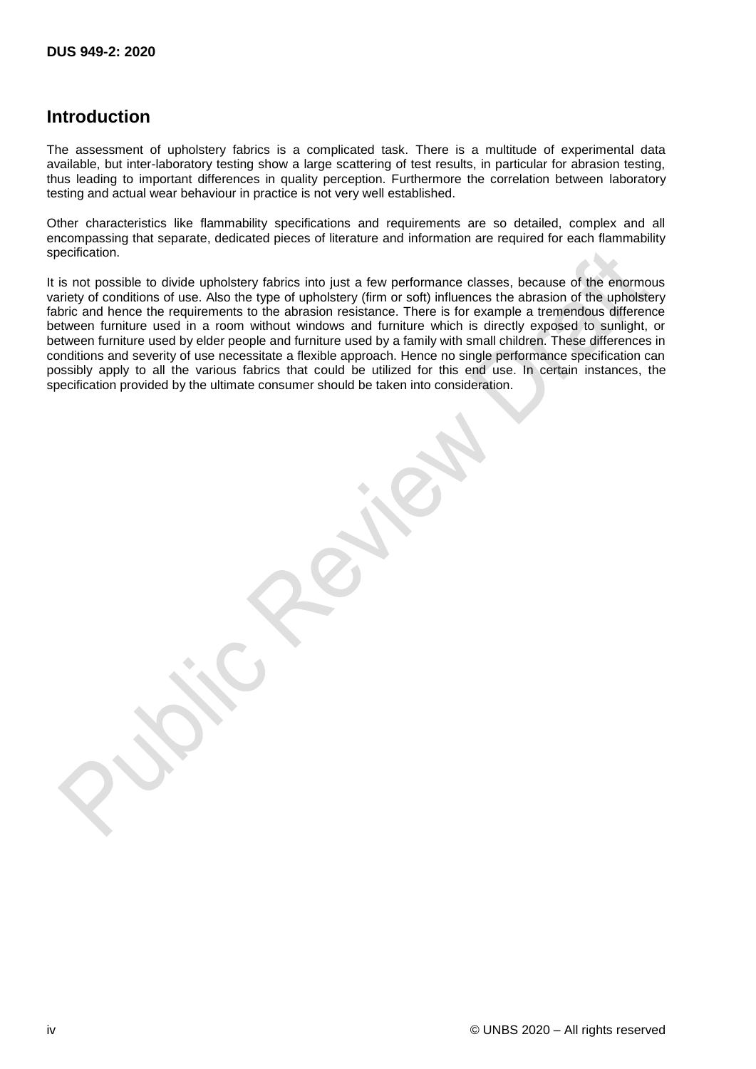## Introduction

The assessment of upholstery fabrics is a complicated task. There is a multitude of experimental data available, but inter-laboratory testing show a large scattering of test results, in particular for abrasion testing, thus leading to important differences in quality perception. Furthermore the correlation between laboratory testing and actual wear behaviour in practice is not very well established.

Other characteristics like flammability specifications and requirements are so detailed, complex and all encompassing that separate, dedicated pieces of literature and information are required for each flammability specification.

It is not possible to divide upholstery fabrics into just a few performance classes, because of the enormous variety of conditions of use. Also the type of upholstery (firm or soft) influences the abrasion of the upholstery fabric and hence the requirements to the abrasion resistance. There is for example a tremendous difference between furniture used in a room without windows and furniture which is directly exposed to sunlight, or between furniture used by elder people and furniture used by a family with small children. These differences in conditions and severity of use necessitate a flexible approach. Hence no single performance specification can possibly apply to all the various fabrics that could be utilized for this end use. In certain instances, the specification provided by the ultimate consumer should be taken into consideration.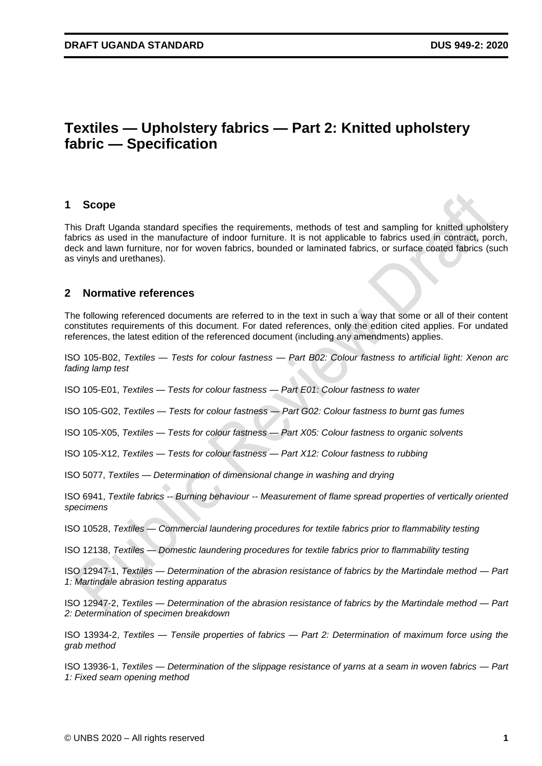# Textiles — Upholstery fabrics — Part 2: Knitted upholstery fabric — Specification

## 1 Scope

This Draft Uganda standard specifies the requirements, methods of test and sampling for knitted upholstery fabrics as used in the manufacture of indoor furniture. It is not applicable to fabrics used in contract, porch, deck and lawn furniture, nor for woven fabrics, bounded or laminated fabrics, or surface coated fabrics (such as vinyls and urethanes).

## 2 Normative references

The following referenced documents are referred to in the text in such a way that some or all of their content constitutes requirements of this document. For dated references, only the edition cited applies. For undated references, the latest edition of the referenced document (including any amendments) applies.

ISO 105-B02, *Textiles — Tests for colour fastness — Part B02: Colour fastness to artificial light: Xenon arc fading lamp test*

ISO 105-E01, *Textiles — Tests for colour fastness — Part E01: Colour fastness to water*

ISO 105-G02, *Textiles — Tests for colour fastness — Part G02: Colour fastness to burnt gas fumes*

ISO 105-X05, *Textiles — Tests for colour fastness — Part X05: Colour fastness to organic solvents*

ISO 105-X12, *Textiles — Tests for colour fastness — Part X12: Colour fastness to rubbing*

ISO 5077, *Textiles — Determination of dimensional change in washing and drying*

ISO 6941, *Textile fabrics -- Burning behaviour -- Measurement of flame spread properties of vertically oriented specimens*

ISO 10528, *Textiles — Commercial laundering procedures for textile fabrics prior to flammability testing*

ISO 12138, *Textiles — Domestic laundering procedures for textile fabrics prior to flammability testing*

ISO 12947-1, *Textiles — Determination of the abrasion resistance of fabrics by the Martindale method — Part 1: Martindale abrasion testing apparatus*

ISO 12947-2, *Textiles — Determination of the abrasion resistance of fabrics by the Martindale method — Part 2: Determination of specimen breakdown*

ISO 13934-2, *Textiles — Tensile properties of fabrics — Part 2: Determination of maximum force using the grab method*

ISO 13936-1, *Textiles — Determination of the slippage resistance of yarns at a seam in woven fabrics — Part 1: Fixed seam opening method*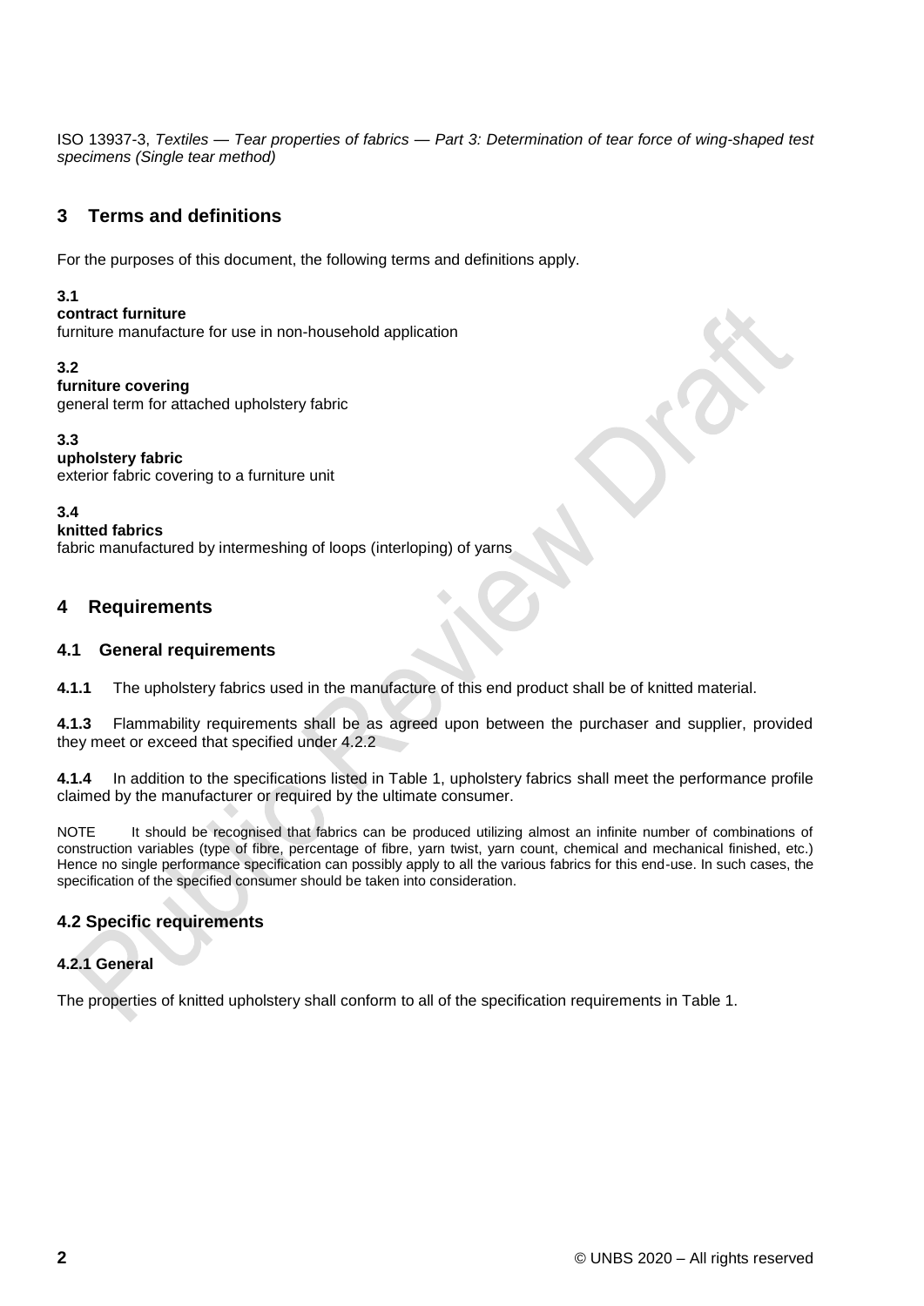ISO 13937-3, *Textiles — Tear properties of fabrics — Part 3: Determination of tear force of wing-shaped test specimens (Single tear method)*

## 3 Terms and definitions

For the purposes of this document, the following terms and definitions apply.

**3.1**
**contract furniture**
furniture manufacture for use in non-household application

**3.2**
**furniture covering**
general term for attached upholstery fabric

**3.3**
**upholstery fabric**
exterior fabric covering to a furniture unit

**3.4**
**knitted fabrics**
fabric manufactured by intermeshing of loops (interloping) of yarns

## 4 Requirements

### 4.1 General requirements

**4.1.1** The upholstery fabrics used in the manufacture of this end product shall be of knitted material.

**4.1.3** Flammability requirements shall be as agreed upon between the purchaser and supplier, provided they meet or exceed that specified under 4.2.2

**4.1.4** In addition to the specifications listed in Table 1, upholstery fabrics shall meet the performance profile claimed by the manufacturer or required by the ultimate consumer.

NOTE It should be recognised that fabrics can be produced utilizing almost an infinite number of combinations of construction variables (type of fibre, percentage of fibre, yarn twist, yarn count, chemical and mechanical finished, etc.) Hence no single performance specification can possibly apply to all the various fabrics for this end-use. In such cases, the specification of the specified consumer should be taken into consideration.

### 4.2 Specific requirements

#### 4.2.1 General

The properties of knitted upholstery shall conform to all of the specification requirements in Table 1.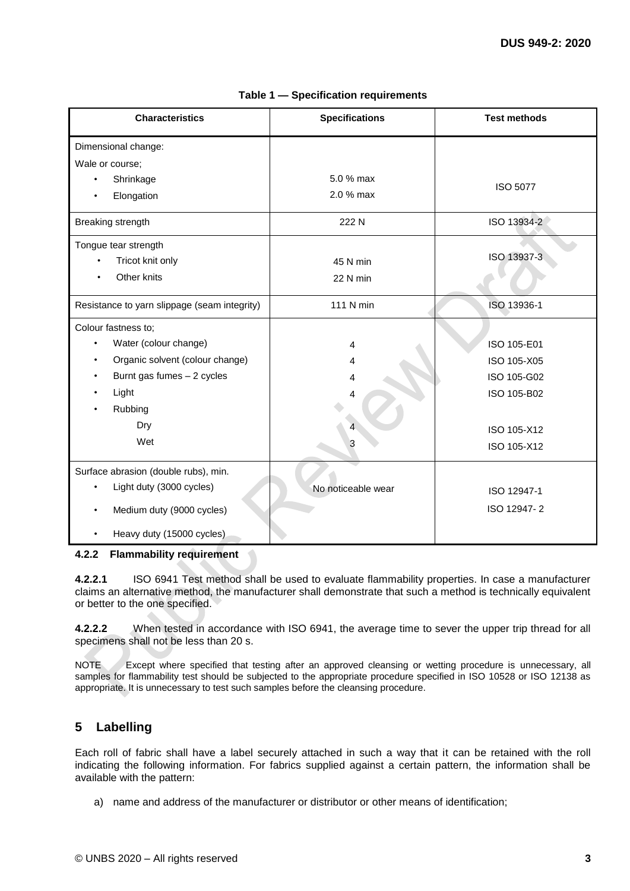**Table 1 — Specification requirements**

| Characteristics | Specifications | Test methods |
|---|---|---|
| Dimensional change:<br>Wale or course;<br>• Shrinkage<br>• Elongation | <br><br>5.0 % max<br>2.0 % max | ISO 5077 |
| Breaking strength | 222 N | ISO 13934-2 |
| Tongue tear strength<br>• Tricot knit only<br>• Other knits | <br>45 N min<br>22 N min | ISO 13937-3 |
| Resistance to yarn slippage (seam integrity) | 111 N min | ISO 13936-1 |
| Colour fastness to;<br>• Water (colour change)<br>• Organic solvent (colour change)<br>• Burnt gas fumes – 2 cycles<br>• Light<br>• Rubbing<br>Dry<br>Wet | <br>4<br>4<br>4<br>4<br><br>4<br>3 | <br>ISO 105-E01<br>ISO 105-X05<br>ISO 105-G02<br>ISO 105-B02<br><br>ISO 105-X12<br>ISO 105-X12 |
| Surface abrasion (double rubs), min.<br>• Light duty (3000 cycles)<br>• Medium duty (9000 cycles)<br>• Heavy duty (15000 cycles) | No noticeable wear | ISO 12947-1<br>ISO 12947- 2 |

**4.2.2 Flammability requirement**

**4.2.2.1** ISO 6941 Test method shall be used to evaluate flammability properties. In case a manufacturer claims an alternative method, the manufacturer shall demonstrate that such a method is technically equivalent or better to the one specified.

**4.2.2.2** When tested in accordance with ISO 6941, the average time to sever the upper trip thread for all specimens shall not be less than 20 s.

NOTE Except where specified that testing after an approved cleansing or wetting procedure is unnecessary, all samples for flammability test should be subjected to the appropriate procedure specified in ISO 10528 or ISO 12138 as appropriate. It is unnecessary to test such samples before the cleansing procedure.

## 5 Labelling

Each roll of fabric shall have a label securely attached in such a way that it can be retained with the roll indicating the following information. For fabrics supplied against a certain pattern, the information shall be available with the pattern:

a) name and address of the manufacturer or distributor or other means of identification;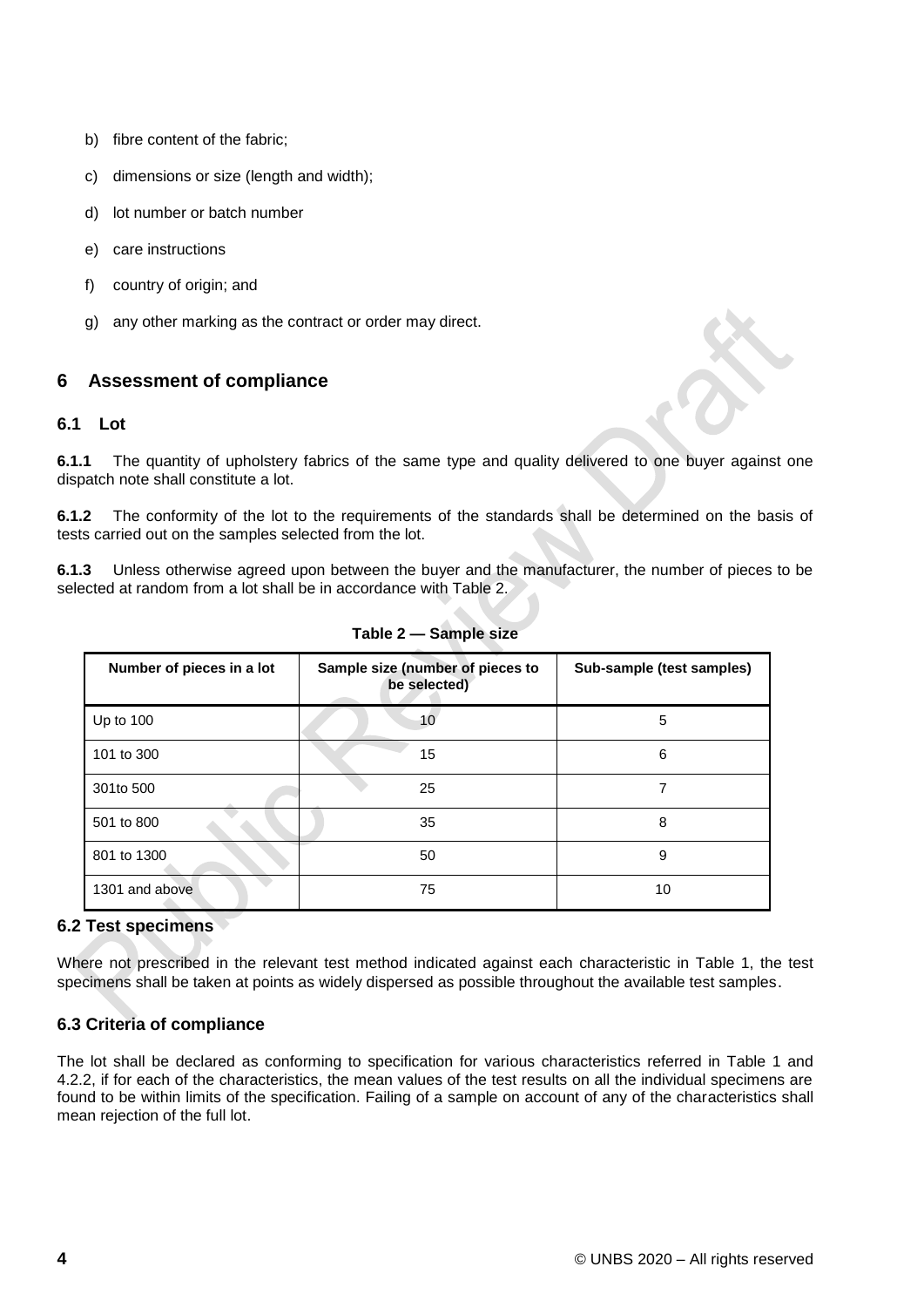b) fibre content of the fabric;

c) dimensions or size (length and width);

d) lot number or batch number

e) care instructions

f) country of origin; and

g) any other marking as the contract or order may direct.

## 6 Assessment of compliance

### 6.1 Lot

**6.1.1** The quantity of upholstery fabrics of the same type and quality delivered to one buyer against one dispatch note shall constitute a lot.

**6.1.2** The conformity of the lot to the requirements of the standards shall be determined on the basis of tests carried out on the samples selected from the lot.

**6.1.3** Unless otherwise agreed upon between the buyer and the manufacturer, the number of pieces to be selected at random from a lot shall be in accordance with Table 2.

**Table 2 — Sample size**

| Number of pieces in a lot | Sample size (number of pieces to be selected) | Sub-sample (test samples) |
|---|---|---|
| Up to 100 | 10 | 5 |
| 101 to 300 | 15 | 6 |
| 301to 500 | 25 | 7 |
| 501 to 800 | 35 | 8 |
| 801 to 1300 | 50 | 9 |
| 1301 and above | 75 | 10 |

### 6.2 Test specimens

Where not prescribed in the relevant test method indicated against each characteristic in Table 1, the test specimens shall be taken at points as widely dispersed as possible throughout the available test samples.

### 6.3 Criteria of compliance

The lot shall be declared as conforming to specification for various characteristics referred in Table 1 and 4.2.2, if for each of the characteristics, the mean values of the test results on all the individual specimens are found to be within limits of the specification. Failing of a sample on account of any of the characteristics shall mean rejection of the full lot.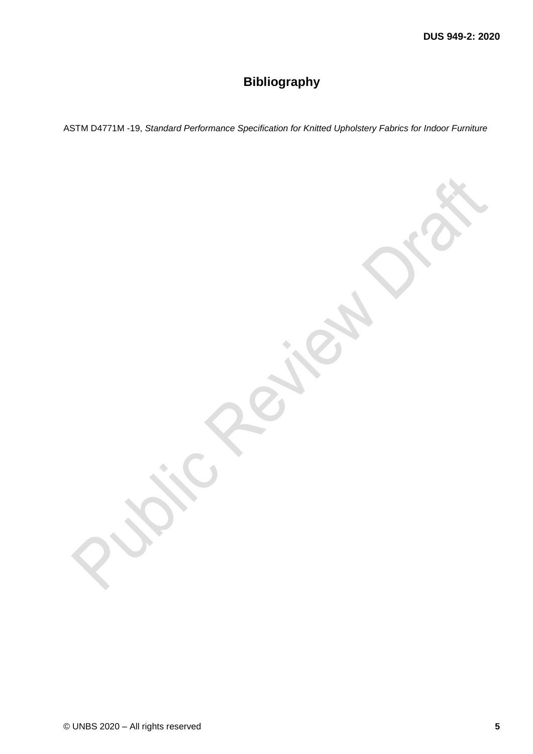# Bibliography

ASTM D4771M -19, *Standard Performance Specification for Knitted Upholstery Fabrics for Indoor Furniture*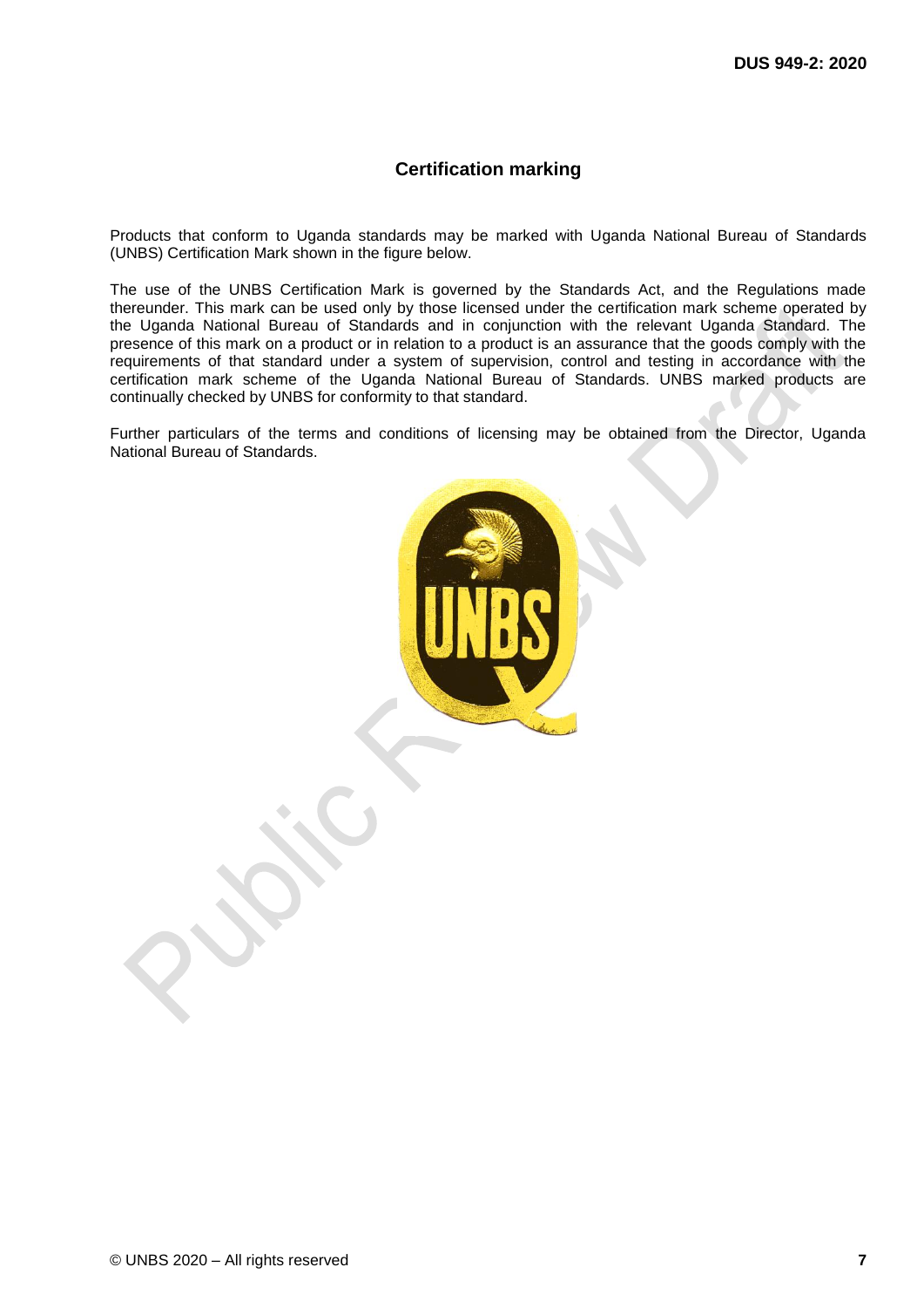## Certification marking

Products that conform to Uganda standards may be marked with Uganda National Bureau of Standards (UNBS) Certification Mark shown in the figure below.

The use of the UNBS Certification Mark is governed by the Standards Act, and the Regulations made thereunder. This mark can be used only by those licensed under the certification mark scheme operated by the Uganda National Bureau of Standards and in conjunction with the relevant Uganda Standard. The presence of this mark on a product or in relation to a product is an assurance that the goods comply with the requirements of that standard under a system of supervision, control and testing in accordance with the certification mark scheme of the Uganda National Bureau of Standards. UNBS marked products are continually checked by UNBS for conformity to that standard.

Further particulars of the terms and conditions of licensing may be obtained from the Director, Uganda National Bureau of Standards.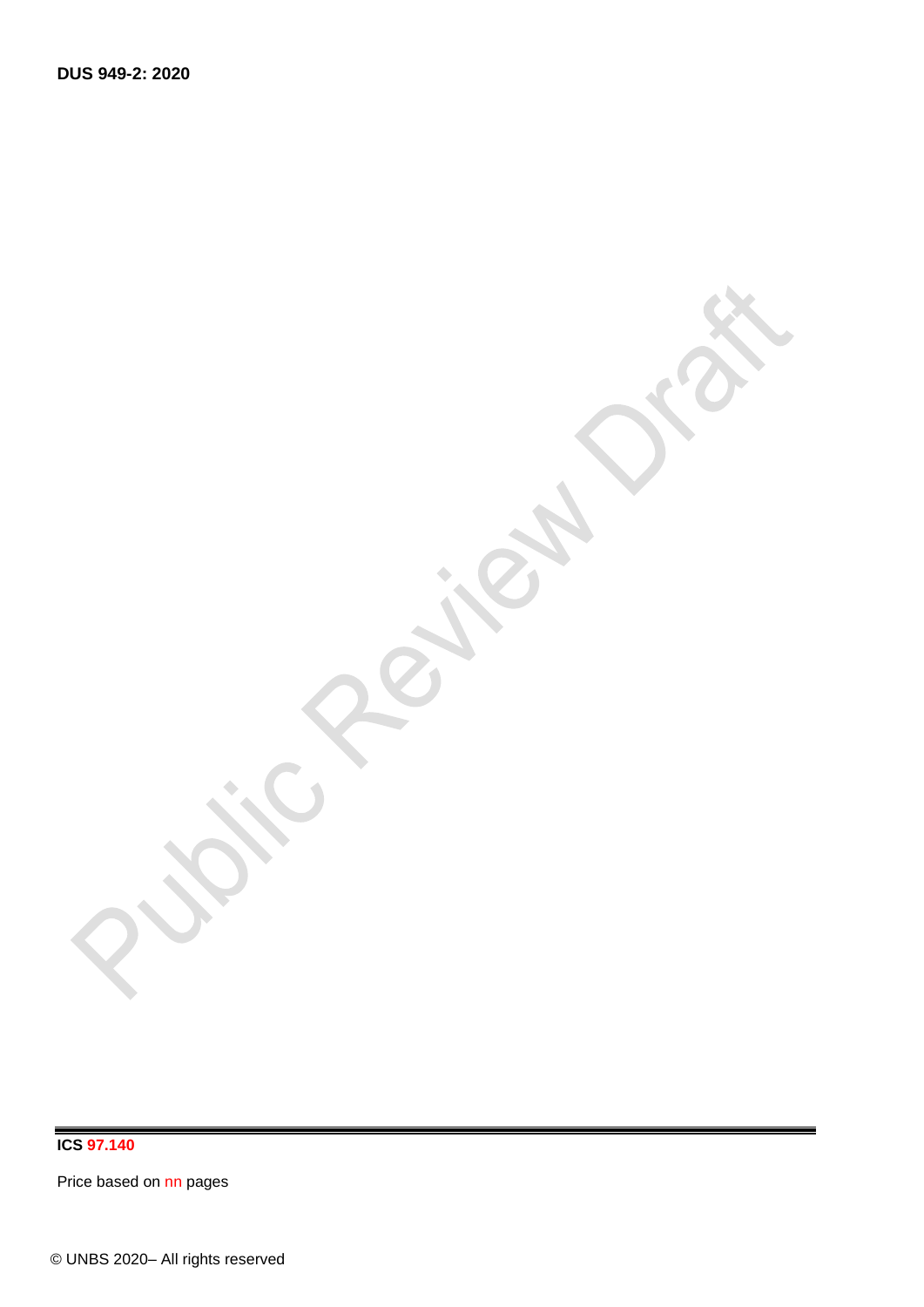**DUS 949-2: 2020**

**ICS 97.140**

Price based on nn pages

© UNBS 2020– All rights reserved